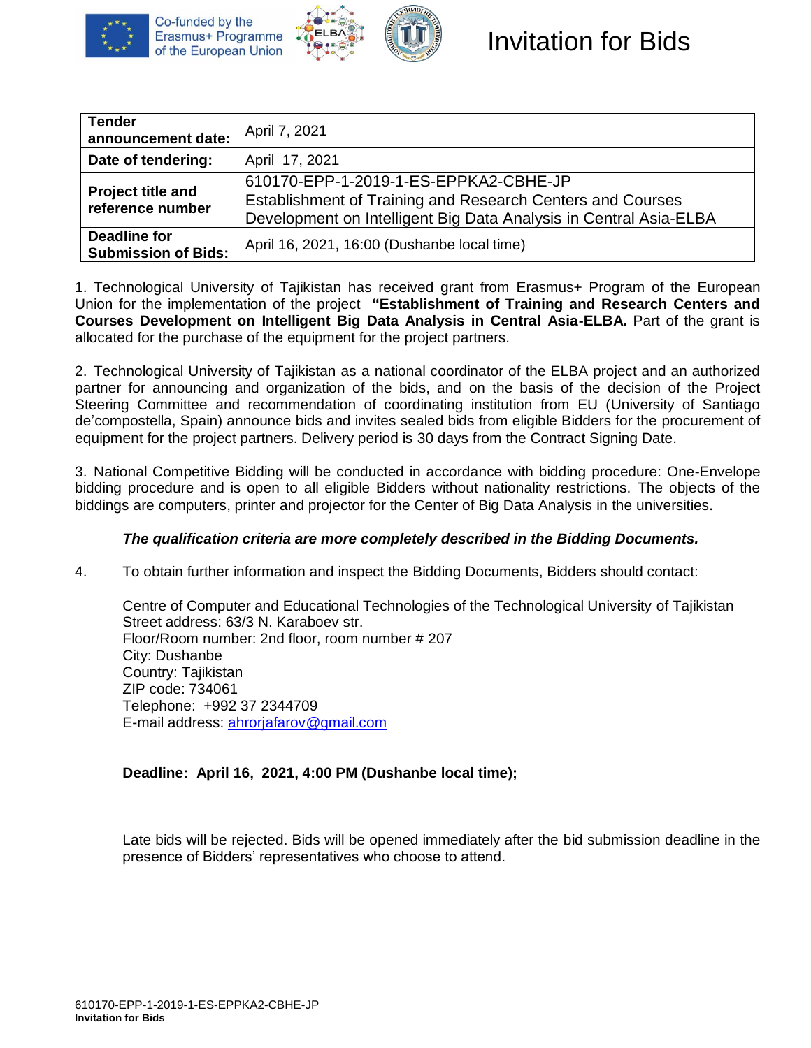Co-funded by the Erasmus+ Programme of the European Union

# Invitation for Bids

| | |
|---|---|
| **Tender announcement date:** | April 7, 2021 |
| **Date of tendering:** | April 17, 2021 |
| **Project title and reference number** | 610170-EPP-1-2019-1-ES-EPPKA2-CBHE-JP Establishment of Training and Research Centers and Courses Development on Intelligent Big Data Analysis in Central Asia-ELBA |
| **Deadline for Submission of Bids:** | April 16, 2021, 16:00 (Dushanbe local time) |

1. Technological University of Tajikistan has received grant from Erasmus+ Program of the European Union for the implementation of the project **"Establishment of Training and Research Centers and Courses Development on Intelligent Big Data Analysis in Central Asia-ELBA.** Part of the grant is allocated for the purchase of the equipment for the project partners.

2. Technological University of Tajikistan as a national coordinator of the ELBA project and an authorized partner for announcing and organization of the bids, and on the basis of the decision of the Project Steering Committee and recommendation of coordinating institution from EU (University of Santiago de'compostella, Spain) announce bids and invites sealed bids from eligible Bidders for the procurement of equipment for the project partners. Delivery period is 30 days from the Contract Signing Date.

3. National Competitive Bidding will be conducted in accordance with bidding procedure: One-Envelope bidding procedure and is open to all eligible Bidders without nationality restrictions. The objects of the biddings are computers, printer and projector for the Center of Big Data Analysis in the universities.

***The qualification criteria are more completely described in the Bidding Documents.***

4. To obtain further information and inspect the Bidding Documents, Bidders should contact:

Centre of Computer and Educational Technologies of the Technological University of Tajikistan
Street address: 63/3 N. Karaboev str.
Floor/Room number: 2nd floor, room number # 207
City: Dushanbe
Country: Tajikistan
ZIP code: 734061
Telephone: +992 37 2344709
E-mail address: ahrorjafarov@gmail.com

**Deadline: April 16, 2021, 4:00 PM (Dushanbe local time);**

Late bids will be rejected. Bids will be opened immediately after the bid submission deadline in the presence of Bidders' representatives who choose to attend.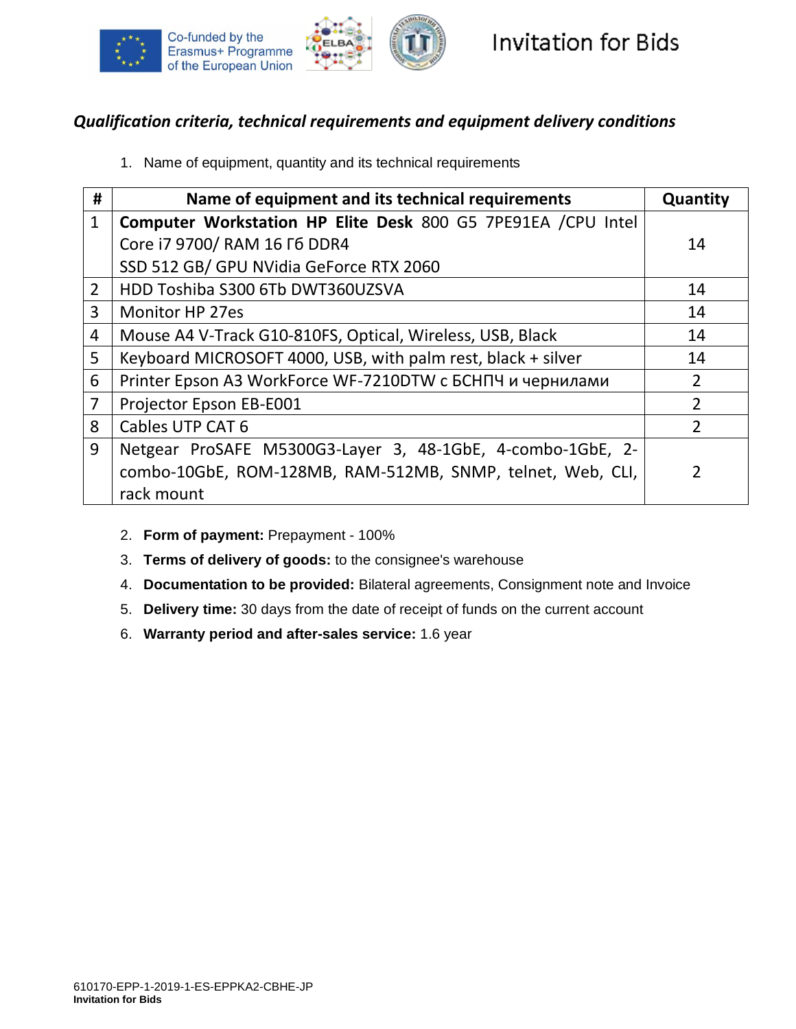Co-funded by the Erasmus+ Programme of the European Union

Invitation for Bids

### *Qualification criteria, technical requirements and equipment delivery conditions*

1. Name of equipment, quantity and its technical requirements

| # | Name of equipment and its technical requirements | Quantity |
|---|---|---|
| 1 | **Computer Workstation HP Elite Desk** 800 G5 7PE91EA /CPU Intel Core i7 9700/ RAM 16 Гб DDR4 SSD 512 GB/ GPU NVidia GeForce RTX 2060 | 14 |
| 2 | HDD Toshiba S300 6Tb DWT360UZSVA | 14 |
| 3 | Monitor HP 27es | 14 |
| 4 | Mouse A4 V-Track G10-810FS, Optical, Wireless, USB, Black | 14 |
| 5 | Keyboard MICROSOFT 4000, USB, with palm rest, black + silver | 14 |
| 6 | Printer Epson A3 WorkForce WF-7210DTW с БСНПЧ и чернилами | 2 |
| 7 | Projector Epson EB-E001 | 2 |
| 8 | Cables UTP CAT 6 | 2 |
| 9 | Netgear ProSAFE M5300G3-Layer 3, 48-1GbE, 4-combo-1GbE, 2-combo-10GbE, ROM-128MB, RAM-512MB, SNMP, telnet, Web, CLI, rack mount | 2 |

2. **Form of payment:** Prepayment - 100%
3. **Terms of delivery of goods:** to the consignee's warehouse
4. **Documentation to be provided:** Bilateral agreements, Consignment note and Invoice
5. **Delivery time:** 30 days from the date of receipt of funds on the current account
6. **Warranty period and after-sales service:** 1.6 year